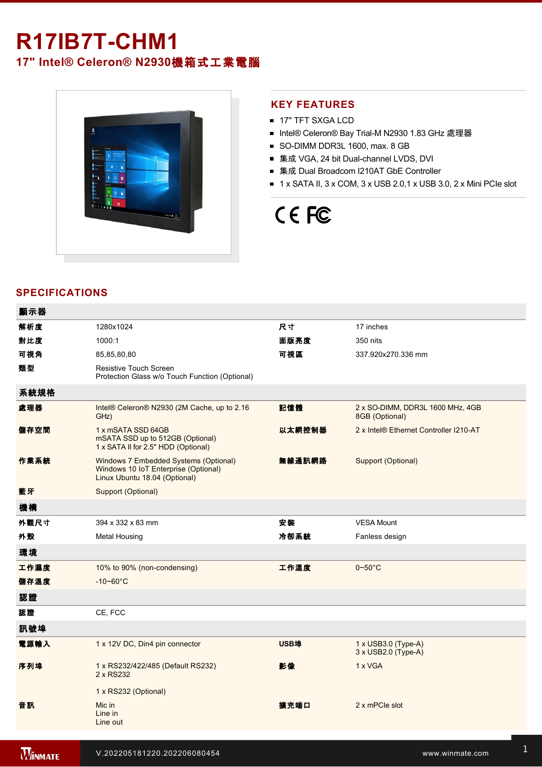# R17IB7T-CHM1

## 17" Intel® Celeron® N2930機箱式工業電腦

## KEY FEATURES

- 17" TFT SXGA LCD
- Intel® Celeron® Bay Trial-M N2930 1.83 GHz 處理器
- SO-DIMM DDR3L 1600, max. 8 GB
- 集成 VGA, 24 bit Dual-channel LVDS, DVI
- 集成 Dual Broadcom I210AT GbE Controller
- 1 x SATA II, 3 x COM, 3 x USB 2.0,1 x USB 3.0, 2 x Mini PCIe slot

## SPECIFICATIONS

| 顯示器 | | | |
|---|---|---|---|
| 解析度 | 1280x1024 | 尺寸 | 17 inches |
| 對比度 | 1000:1 | 面版亮度 | 350 nits |
| 可視角 | 85,85,80,80 | 可視區 | 337.920x270.336 mm |
| 類型 | Resistive Touch Screen<br>Protection Glass w/o Touch Function (Optional) | | |
| **系統規格** | | | |
| 處理器 | Intel® Celeron® N2930 (2M Cache, up to 2.16 GHz) | 記憶體 | 2 x SO-DIMM, DDR3L 1600 MHz, 4GB<br>8GB (Optional) |
| 儲存空間 | 1 x mSATA SSD 64GB<br>mSATA SSD up to 512GB (Optional)<br>1 x SATA II for 2.5" HDD (Optional) | 以太網控制器 | 2 x Intel® Ethernet Controller I210-AT |
| 作業系統 | Windows 7 Embedded Systems (Optional)<br>Windows 10 IoT Enterprise (Optional)<br>Linux Ubuntu 18.04 (Optional) | 無線通訊網路 | Support (Optional) |
| 藍牙 | Support (Optional) | | |
| **機構** | | | |
| 外觀尺寸 | 394 x 332 x 83 mm | 安裝 | VESA Mount |
| 外殼 | Metal Housing | 冷卻系統 | Fanless design |
| **環境** | | | |
| 工作濕度 | 10% to 90% (non-condensing) | 工作溫度 | 0~50°C |
| 儲存溫度 | -10~60°C | | |
| **認證** | | | |
| 認證 | CE, FCC | | |
| **訊號埠** | | | |
| 電源輸入 | 1 x 12V DC, Din4 pin connector | USB埠 | 1 x USB3.0 (Type-A)<br>3 x USB2.0 (Type-A) |
| 序列埠 | 1 x RS232/422/485 (Default RS232)<br>2 x RS232<br><br>1 x RS232 (Optional) | 影像 | 1 x VGA |
| 音訊 | Mic in<br>Line in<br>Line out | 擴充端口 | 2 x mPCIe slot |

V.202205181220.202206080454

www.winmate.com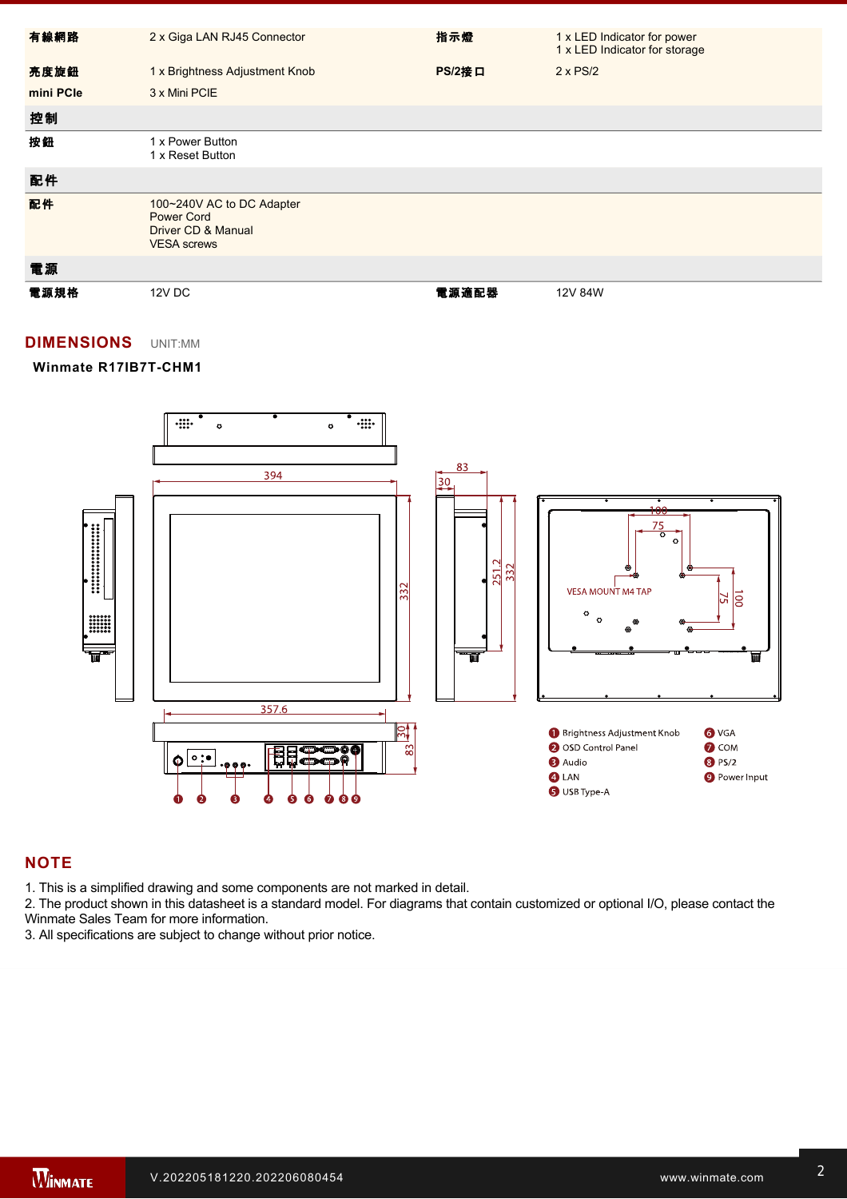| | | | |
|---|---|---|---|
| 有線網路 | 2 x Giga LAN RJ45 Connector | 指示燈 | 1 x LED Indicator for power<br>1 x LED Indicator for storage |
| 亮度旋鈕 | 1 x Brightness Adjustment Knob | PS/2接口 | 2 x PS/2 |
| mini PCIe | 3 x Mini PCIE | | |
| **控制** | | | |
| 按鈕 | 1 x Power Button<br>1 x Reset Button | | |
| **配件** | | | |
| 配件 | 100~240V AC to DC Adapter<br>Power Cord<br>Driver CD & Manual<br>VESA screws | | |
| **電源** | | | |
| 電源規格 | 12V DC | 電源適配器 | 12V 84W |

## DIMENSIONS UNIT:MM

**Winmate R17IB7T-CHM1**

394
332
357.6
30
83
83
30
251.2
332
100
75
75
100
VESA MOUNT M4 TAP

1 Brightness Adjustment Knob
2 OSD Control Panel
3 Audio
4 LAN
5 USB Type-A
6 VGA
7 COM
8 PS/2
9 Power Input

## NOTE

1. This is a simplified drawing and some components are not marked in detail.
2. The product shown in this datasheet is a standard model. For diagrams that contain customized or optional I/O, please contact the Winmate Sales Team for more information.
3. All specifications are subject to change without prior notice.